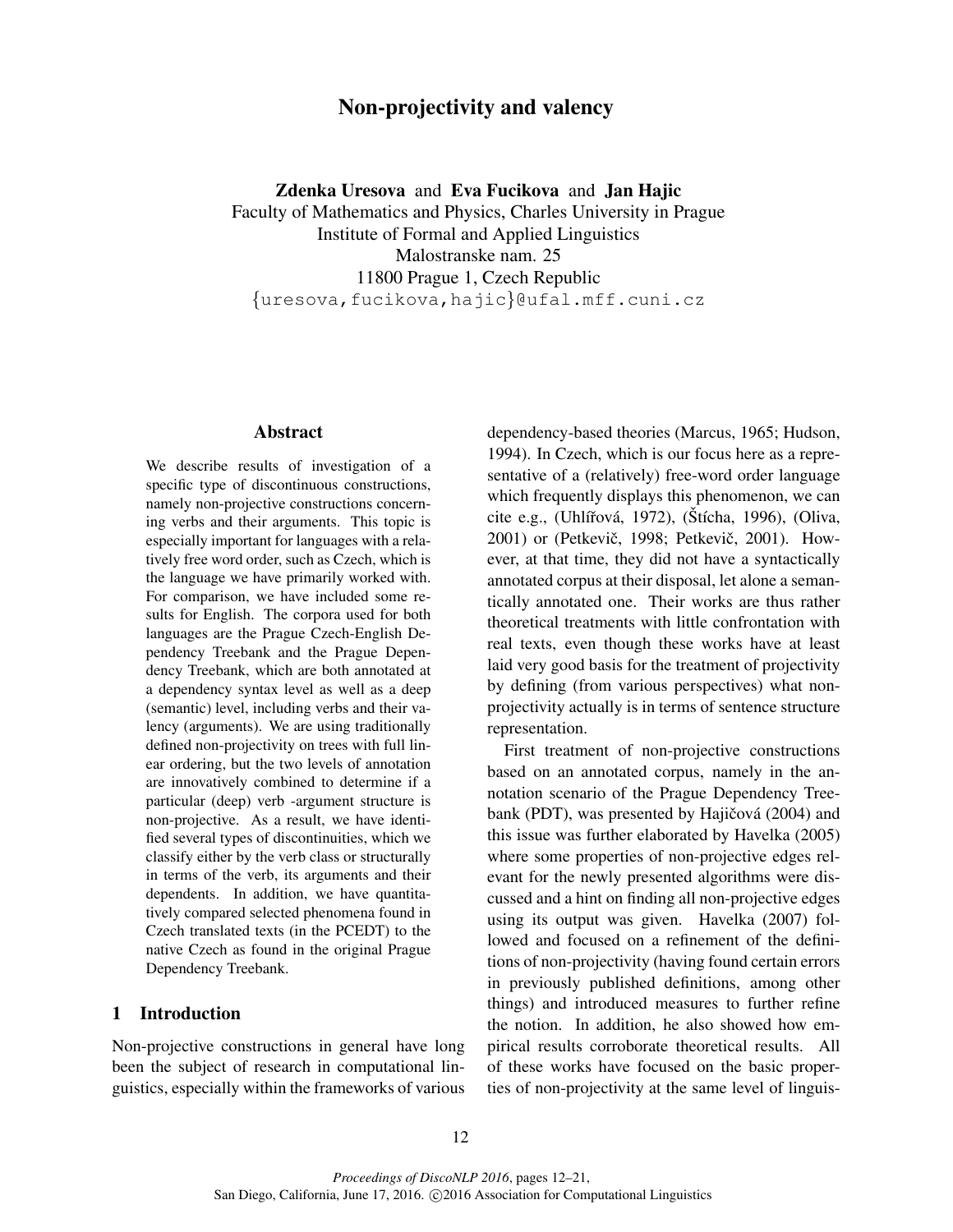# Non-projectivity and valency

**Zdenka Uresova** and **Eva Fucikova** and **Jan Hajic**
Faculty of Mathematics and Physics, Charles University in Prague
Institute of Formal and Applied Linguistics
Malostranske nam. 25
11800 Prague 1, Czech Republic
{uresova,fucikova,hajic}@ufal.mff.cuni.cz

## Abstract

We describe results of investigation of a specific type of discontinuous constructions, namely non-projective constructions concerning verbs and their arguments. This topic is especially important for languages with a relatively free word order, such as Czech, which is the language we have primarily worked with. For comparison, we have included some results for English. The corpora used for both languages are the Prague Czech-English Dependency Treebank and the Prague Dependency Treebank, which are both annotated at a dependency syntax level as well as a deep (semantic) level, including verbs and their valency (arguments). We are using traditionally defined non-projectivity on trees with full linear ordering, but the two levels of annotation are innovatively combined to determine if a particular (deep) verb -argument structure is non-projective. As a result, we have identified several types of discontinuities, which we classify either by the verb class or structurally in terms of the verb, its arguments and their dependents. In addition, we have quantitatively compared selected phenomena found in Czech translated texts (in the PCEDT) to the native Czech as found in the original Prague Dependency Treebank.

## 1 Introduction

Non-projective constructions in general have long been the subject of research in computational linguistics, especially within the frameworks of various dependency-based theories (Marcus, 1965; Hudson, 1994). In Czech, which is our focus here as a representative of a (relatively) free-word order language which frequently displays this phenomenon, we can cite e.g., (Uhlířová, 1972), (Štícha, 1996), (Oliva, 2001) or (Petkevič, 1998; Petkevič, 2001). However, at that time, they did not have a syntactically annotated corpus at their disposal, let alone a semantically annotated one. Their works are thus rather theoretical treatments with little confrontation with real texts, even though these works have at least laid very good basis for the treatment of projectivity by defining (from various perspectives) what non-projectivity actually is in terms of sentence structure representation.

First treatment of non-projective constructions based on an annotated corpus, namely in the annotation scenario of the Prague Dependency Treebank (PDT), was presented by Hajičová (2004) and this issue was further elaborated by Havelka (2005) where some properties of non-projective edges relevant for the newly presented algorithms were discussed and a hint on finding all non-projective edges using its output was given. Havelka (2007) followed and focused on a refinement of the definitions of non-projectivity (having found certain errors in previously published definitions, among other things) and introduced measures to further refine the notion. In addition, he also showed how empirical results corroborate theoretical results. All of these works have focused on the basic properties of non-projectivity at the same level of linguis-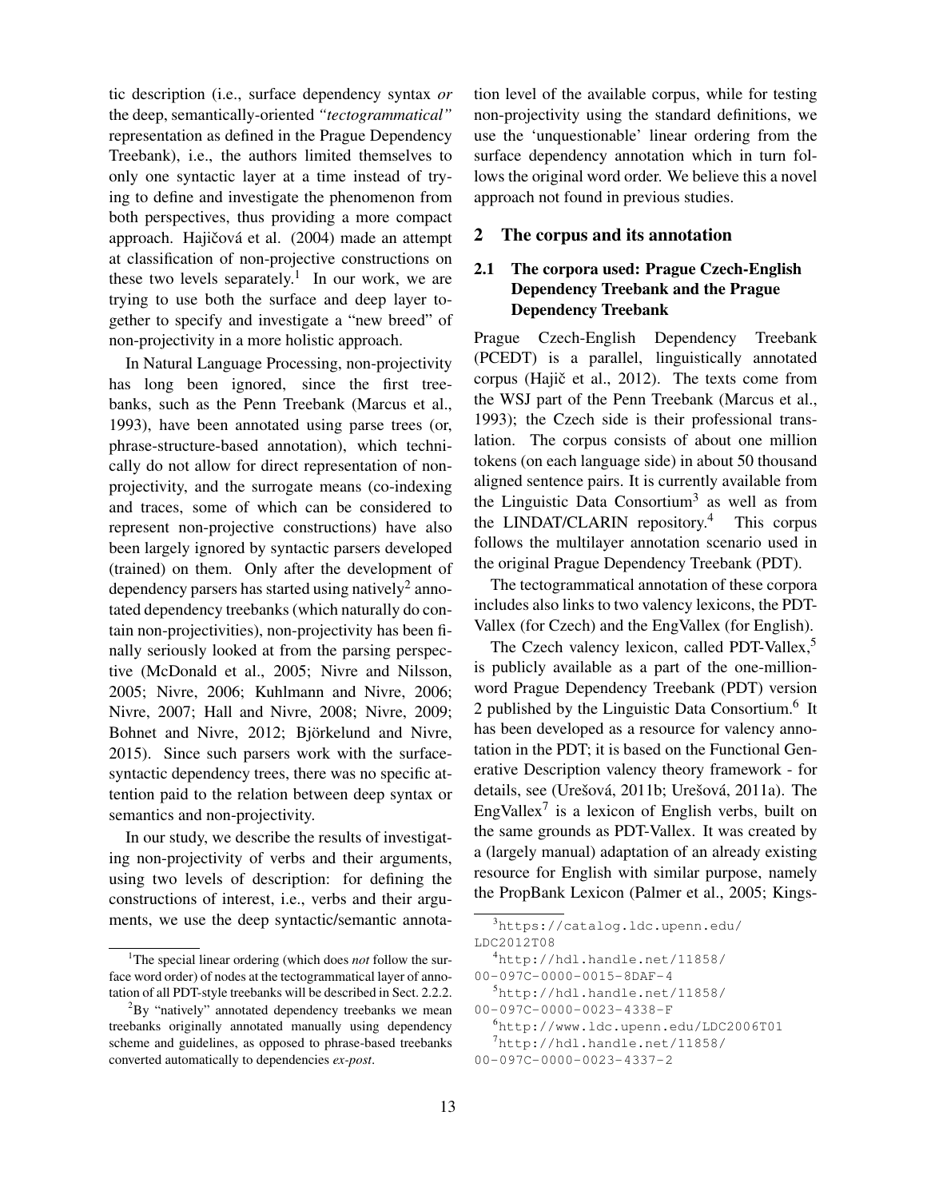tic description (i.e., surface dependency syntax *or* the deep, semantically-oriented *"tectogrammatical"* representation as defined in the Prague Dependency Treebank), i.e., the authors limited themselves to only one syntactic layer at a time instead of trying to define and investigate the phenomenon from both perspectives, thus providing a more compact approach. Hajičová et al. (2004) made an attempt at classification of non-projective constructions on these two levels separately.[1] In our work, we are trying to use both the surface and deep layer together to specify and investigate a "new breed" of non-projectivity in a more holistic approach.

In Natural Language Processing, non-projectivity has long been ignored, since the first treebanks, such as the Penn Treebank (Marcus et al., 1993), have been annotated using parse trees (or, phrase-structure-based annotation), which technically do not allow for direct representation of non-projectivity, and the surrogate means (co-indexing and traces, some of which can be considered to represent non-projective constructions) have also been largely ignored by syntactic parsers developed (trained) on them. Only after the development of dependency parsers has started using natively[2] annotated dependency treebanks (which naturally do contain non-projectivities), non-projectivity has been finally seriously looked at from the parsing perspective (McDonald et al., 2005; Nivre and Nilsson, 2005; Nivre, 2006; Kuhlmann and Nivre, 2006; Nivre, 2007; Hall and Nivre, 2008; Nivre, 2009; Bohnet and Nivre, 2012; Björkelund and Nivre, 2015). Since such parsers work with the surface-syntactic dependency trees, there was no specific attention paid to the relation between deep syntax or semantics and non-projectivity.

In our study, we describe the results of investigating non-projectivity of verbs and their arguments, using two levels of description: for defining the constructions of interest, i.e., verbs and their arguments, we use the deep syntactic/semantic annotation level of the available corpus, while for testing non-projectivity using the standard definitions, we use the 'unquestionable' linear ordering from the surface dependency annotation which in turn follows the original word order. We believe this a novel approach not found in previous studies.

## 2 The corpus and its annotation

### 2.1 The corpora used: Prague Czech-English Dependency Treebank and the Prague Dependency Treebank

Prague Czech-English Dependency Treebank (PCEDT) is a parallel, linguistically annotated corpus (Hajič et al., 2012). The texts come from the WSJ part of the Penn Treebank (Marcus et al., 1993); the Czech side is their professional translation. The corpus consists of about one million tokens (on each language side) in about 50 thousand aligned sentence pairs. It is currently available from the Linguistic Data Consortium[3] as well as from the LINDAT/CLARIN repository.[4] This corpus follows the multilayer annotation scenario used in the original Prague Dependency Treebank (PDT).

The tectogrammatical annotation of these corpora includes also links to two valency lexicons, the PDT-Vallex (for Czech) and the EngVallex (for English).

The Czech valency lexicon, called PDT-Vallex,[5] is publicly available as a part of the one-million-word Prague Dependency Treebank (PDT) version 2 published by the Linguistic Data Consortium.[6] It has been developed as a resource for valency annotation in the PDT; it is based on the Functional Generative Description valency theory framework - for details, see (Urešová, 2011b; Urešová, 2011a). The EngVallex[7] is a lexicon of English verbs, built on the same grounds as PDT-Vallex. It was created by a (largely manual) adaptation of an already existing resource for English with similar purpose, namely the PropBank Lexicon (Palmer et al., 2005; Kings-

---

[1] The special linear ordering (which does *not* follow the surface word order) of nodes at the tectogrammatical layer of annotation of all PDT-style treebanks will be described in Sect. 2.2.2.

[2] By "natively" annotated dependency treebanks we mean treebanks originally annotated manually using dependency scheme and guidelines, as opposed to phrase-based treebanks converted automatically to dependencies *ex-post*.

[3] https://catalog.ldc.upenn.edu/LDC2012T08

[4] http://hdl.handle.net/11858/00-097C-0000-0015-8DAF-4

[5] http://hdl.handle.net/11858/00-097C-0000-0023-4338-F

[6] http://www.ldc.upenn.edu/LDC2006T01

[7] http://hdl.handle.net/11858/00-097C-0000-0023-4337-2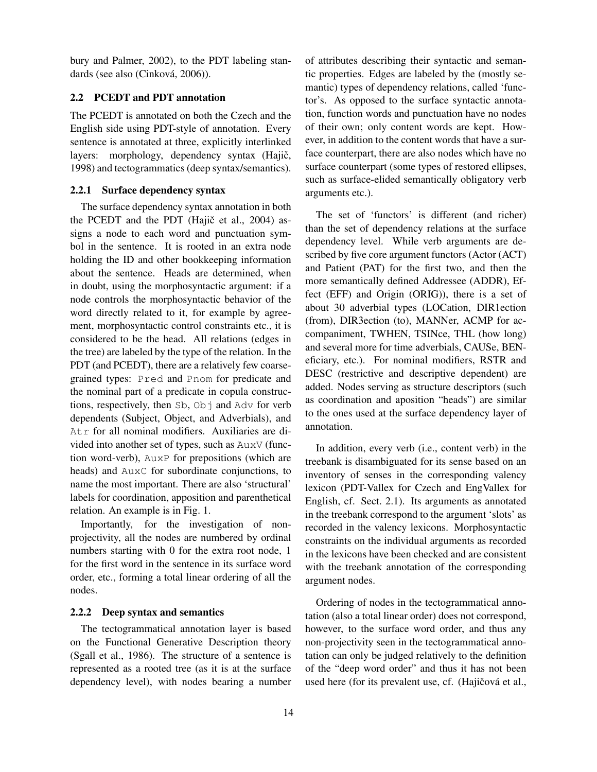bury and Palmer, 2002), to the PDT labeling standards (see also (Cinková, 2006)).

### 2.2 PCEDT and PDT annotation

The PCEDT is annotated on both the Czech and the English side using PDT-style of annotation. Every sentence is annotated at three, explicitly interlinked layers: morphology, dependency syntax (Hajič, 1998) and tectogrammatics (deep syntax/semantics).

#### 2.2.1 Surface dependency syntax

The surface dependency syntax annotation in both the PCEDT and the PDT (Hajič et al., 2004) assigns a node to each word and punctuation symbol in the sentence. It is rooted in an extra node holding the ID and other bookkeeping information about the sentence. Heads are determined, when in doubt, using the morphosyntactic argument: if a node controls the morphosyntactic behavior of the word directly related to it, for example by agreement, morphosyntactic control constraints etc., it is considered to be the head. All relations (edges in the tree) are labeled by the type of the relation. In the PDT (and PCEDT), there are a relatively few coarse-grained types: `Pred` and `Pnom` for predicate and the nominal part of a predicate in copula constructions, respectively, then `Sb`, `Obj` and `Adv` for verb dependents (Subject, Object, and Adverbials), and `Atr` for all nominal modifiers. Auxiliaries are divided into another set of types, such as `AuxV` (function word-verb), `AuxP` for prepositions (which are heads) and `AuxC` for subordinate conjunctions, to name the most important. There are also 'structural' labels for coordination, apposition and parenthetical relation. An example is in Fig. 1.

Importantly, for the investigation of non-projectivity, all the nodes are numbered by ordinal numbers starting with 0 for the extra root node, 1 for the first word in the sentence in its surface word order, etc., forming a total linear ordering of all the nodes.

#### 2.2.2 Deep syntax and semantics

The tectogrammatical annotation layer is based on the Functional Generative Description theory (Sgall et al., 1986). The structure of a sentence is represented as a rooted tree (as it is at the surface dependency level), with nodes bearing a number of attributes describing their syntactic and semantic properties. Edges are labeled by the (mostly semantic) types of dependency relations, called 'functor's. As opposed to the surface syntactic annotation, function words and punctuation have no nodes of their own; only content words are kept. However, in addition to the content words that have a surface counterpart, there are also nodes which have no surface counterpart (some types of restored ellipses, such as surface-elided semantically obligatory verb arguments etc.).

The set of 'functors' is different (and richer) than the set of dependency relations at the surface dependency level. While verb arguments are described by five core argument functors (Actor (ACT) and Patient (PAT) for the first two, and then the more semantically defined Addressee (ADDR), Effect (EFF) and Origin (ORIG)), there is a set of about 30 adverbial types (LOCation, DIR1ection (from), DIR3ection (to), MANNer, ACMP for accompaniment, TWHEN, TSINce, THL (how long) and several more for time adverbials, CAUSe, BENeficiary, etc.). For nominal modifiers, RSTR and DESC (restrictive and descriptive dependent) are added. Nodes serving as structure descriptors (such as coordination and aposition "heads") are similar to the ones used at the surface dependency layer of annotation.

In addition, every verb (i.e., content verb) in the treebank is disambiguated for its sense based on an inventory of senses in the corresponding valency lexicon (PDT-Vallex for Czech and EngVallex for English, cf. Sect. 2.1). Its arguments as annotated in the treebank correspond to the argument 'slots' as recorded in the valency lexicons. Morphosyntactic constraints on the individual arguments as recorded in the lexicons have been checked and are consistent with the treebank annotation of the corresponding argument nodes.

Ordering of nodes in the tectogrammatical annotation (also a total linear order) does not correspond, however, to the surface word order, and thus any non-projectivity seen in the tectogrammatical annotation can only be judged relatively to the definition of the "deep word order" and thus it has not been used here (for its prevalent use, cf. (Hajičová et al.,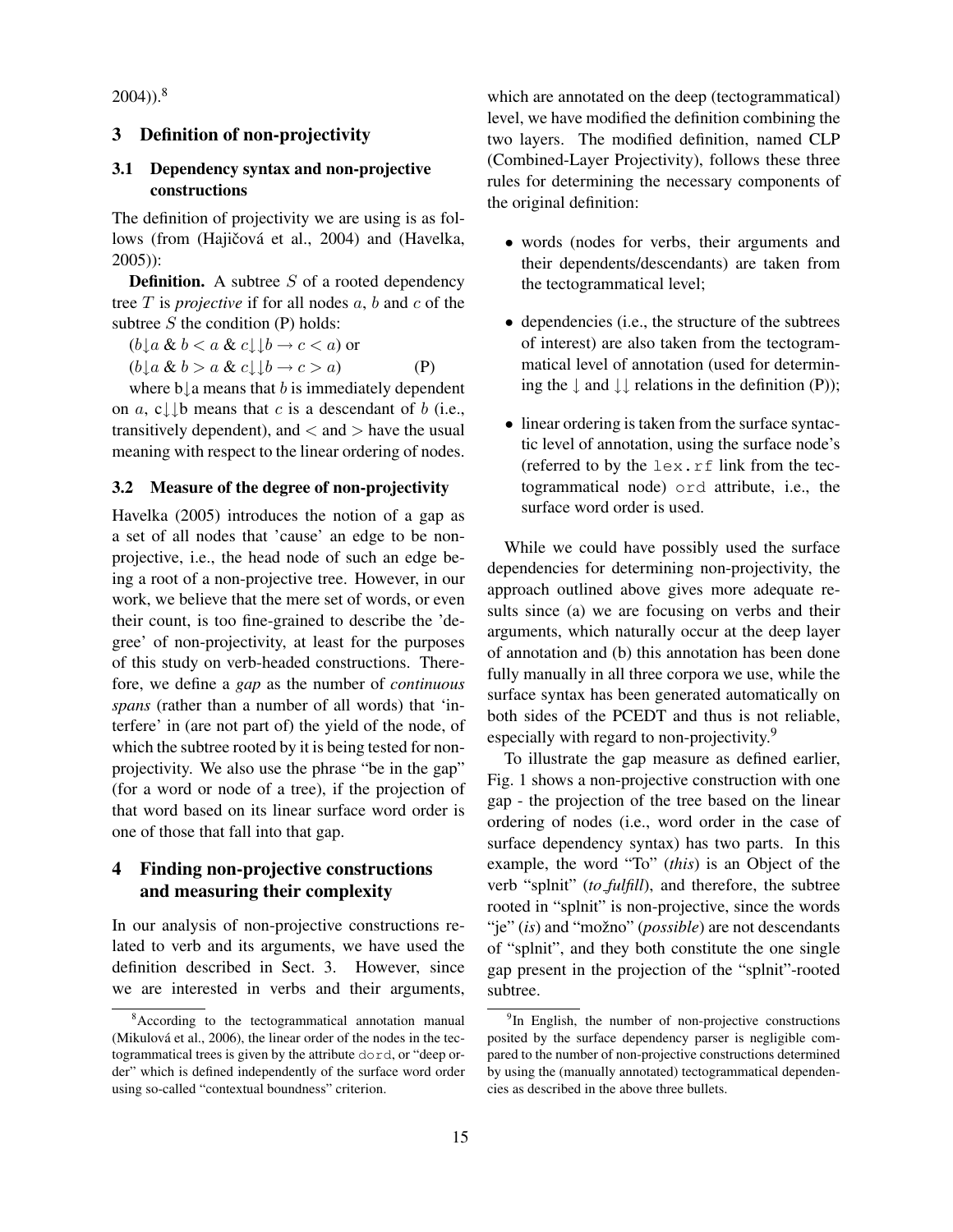2004)).[8]

## 3 Definition of non-projectivity

### 3.1 Dependency syntax and non-projective constructions

The definition of projectivity we are using is as follows (from (Hajičová et al., 2004) and (Havelka, 2005)):

**Definition.** A subtree $S$ of a rooted dependency tree $T$ is *projective* if for all nodes $a$, $b$ and $c$ of the subtree $S$ the condition (P) holds:

$(b{\downarrow}a \;\&\; b < a \;\&\; c{\downarrow\downarrow}b \rightarrow c < a)$ or

$(b{\downarrow}a \;\&\; b > a \;\&\; c{\downarrow\downarrow}b \rightarrow c > a)$ (P)

where b↓a means that $b$ is immediately dependent on $a$, c↓↓b means that $c$ is a descendant of $b$ (i.e., transitively dependent), and $<$ and $>$ have the usual meaning with respect to the linear ordering of nodes.

### 3.2 Measure of the degree of non-projectivity

Havelka (2005) introduces the notion of a gap as a set of all nodes that 'cause' an edge to be non-projective, i.e., the head node of such an edge being a root of a non-projective tree. However, in our work, we believe that the mere set of words, or even their count, is too fine-grained to describe the 'degree' of non-projectivity, at least for the purposes of this study on verb-headed constructions. Therefore, we define a *gap* as the number of *continuous spans* (rather than a number of all words) that 'interfere' in (are not part of) the yield of the node, of which the subtree rooted by it is being tested for non-projectivity. We also use the phrase "be in the gap" (for a word or node of a tree), if the projection of that word based on its linear surface word order is one of those that fall into that gap.

## 4 Finding non-projective constructions and measuring their complexity

In our analysis of non-projective constructions related to verb and its arguments, we have used the definition described in Sect. 3. However, since we are interested in verbs and their arguments, which are annotated on the deep (tectogrammatical) level, we have modified the definition combining the two layers. The modified definition, named CLP (Combined-Layer Projectivity), follows these three rules for determining the necessary components of the original definition:

- words (nodes for verbs, their arguments and their dependents/descendants) are taken from the tectogrammatical level;
- dependencies (i.e., the structure of the subtrees of interest) are also taken from the tectogrammatical level of annotation (used for determining the ↓ and ↓↓ relations in the definition (P));
- linear ordering is taken from the surface syntactic level of annotation, using the surface node's (referred to by the `lex.rf` link from the tectogrammatical node) `ord` attribute, i.e., the surface word order is used.

While we could have possibly used the surface dependencies for determining non-projectivity, the approach outlined above gives more adequate results since (a) we are focusing on verbs and their arguments, which naturally occur at the deep layer of annotation and (b) this annotation has been done fully manually in all three corpora we use, while the surface syntax has been generated automatically on both sides of the PCEDT and thus is not reliable, especially with regard to non-projectivity.[9]

To illustrate the gap measure as defined earlier, Fig. 1 shows a non-projective construction with one gap - the projection of the tree based on the linear ordering of nodes (i.e., word order in the case of surface dependency syntax) has two parts. In this example, the word "To" (*this*) is an Object of the verb "splnit" (*to_fulfill*), and therefore, the subtree rooted in "splnit" is non-projective, since the words "je" (*is*) and "možno" (*possible*) are not descendants of "splnit", and they both constitute the one single gap present in the projection of the "splnit"-rooted subtree.

---

[8] According to the tectogrammatical annotation manual (Mikulová et al., 2006), the linear order of the nodes in the tectogrammatical trees is given by the attribute `dord`, or "deep order" which is defined independently of the surface word order using so-called "contextual boundness" criterion.

[9] In English, the number of non-projective constructions posited by the surface dependency parser is negligible compared to the number of non-projective constructions determined by using the (manually annotated) tectogrammatical dependencies as described in the above three bullets.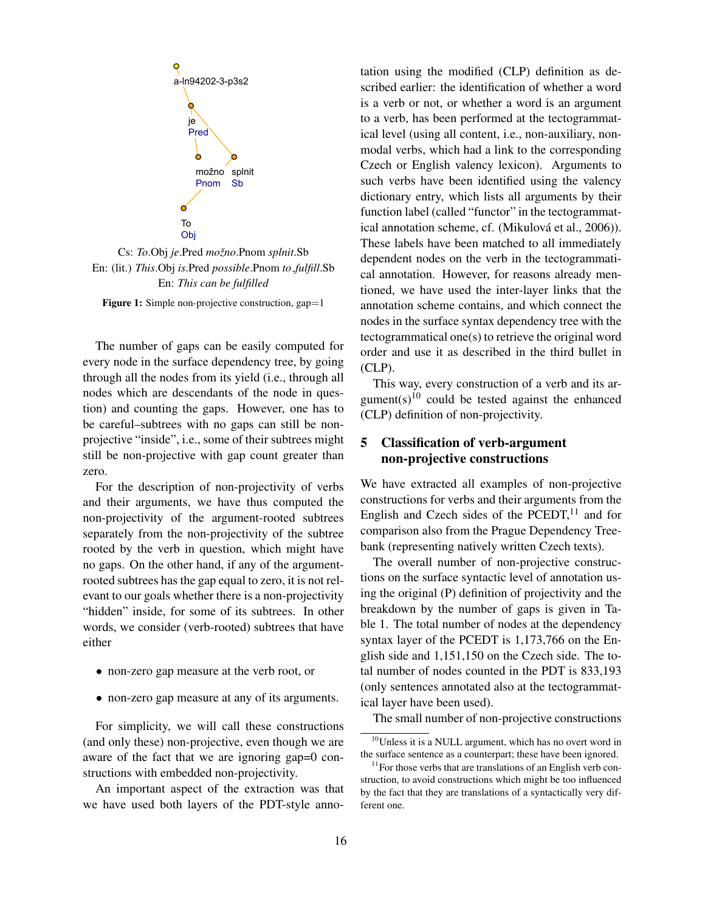a-ln94202-3-p3s2

je
Pred

možno
Pnom

splnit
Sb

To
Obj

Cs: *To*.Obj *je*.Pred *možno*.Pnom *splnit*.Sb
En: (lit.) *This*.Obj *is*.Pred *possible*.Pnom *to_fulfill*.Sb
En: *This can be fulfilled*

**Figure 1:** Simple non-projective construction, gap=1

The number of gaps can be easily computed for every node in the surface dependency tree, by going through all the nodes from its yield (i.e., through all nodes which are descendants of the node in question) and counting the gaps. However, one has to be careful–subtrees with no gaps can still be non-projective "inside", i.e., some of their subtrees might still be non-projective with gap count greater than zero.

For the description of non-projectivity of verbs and their arguments, we have thus computed the non-projectivity of the argument-rooted subtrees separately from the non-projectivity of the subtree rooted by the verb in question, which might have no gaps. On the other hand, if any of the argument-rooted subtrees has the gap equal to zero, it is not relevant to our goals whether there is a non-projectivity "hidden" inside, for some of its subtrees. In other words, we consider (verb-rooted) subtrees that have either

- non-zero gap measure at the verb root, or
- non-zero gap measure at any of its arguments.

For simplicity, we will call these constructions (and only these) non-projective, even though we are aware of the fact that we are ignoring gap=0 constructions with embedded non-projectivity.

An important aspect of the extraction was that we have used both layers of the PDT-style annotation using the modified (CLP) definition as described earlier: the identification of whether a word is a verb or not, or whether a word is an argument to a verb, has been performed at the tectogrammatical level (using all content, i.e., non-auxiliary, non-modal verbs, which had a link to the corresponding Czech or English valency lexicon). Arguments to such verbs have been identified using the valency dictionary entry, which lists all arguments by their function label (called "functor" in the tectogrammatical annotation scheme, cf. (Mikulová et al., 2006)). These labels have been matched to all immediately dependent nodes on the verb in the tectogrammatical annotation. However, for reasons already mentioned, we have used the inter-layer links that the annotation scheme contains, and which connect the nodes in the surface syntax dependency tree with the tectogrammatical one(s) to retrieve the original word order and use it as described in the third bullet in (CLP).

This way, every construction of a verb and its argument(s)[10] could be tested against the enhanced (CLP) definition of non-projectivity.

## 5 Classification of verb-argument non-projective constructions

We have extracted all examples of non-projective constructions for verbs and their arguments from the English and Czech sides of the PCEDT,[11] and for comparison also from the Prague Dependency Treebank (representing natively written Czech texts).

The overall number of non-projective constructions on the surface syntactic level of annotation using the original (P) definition of projectivity and the breakdown by the number of gaps is given in Table 1. The total number of nodes at the dependency syntax layer of the PCEDT is 1,173,766 on the English side and 1,151,150 on the Czech side. The total number of nodes counted in the PDT is 833,193 (only sentences annotated also at the tectogrammatical layer have been used).

The small number of non-projective constructions

[10] Unless it is a NULL argument, which has no overt word in the surface sentence as a counterpart; these have been ignored.

[11] For those verbs that are translations of an English verb construction, to avoid constructions which might be too influenced by the fact that they are translations of a syntactically very different one.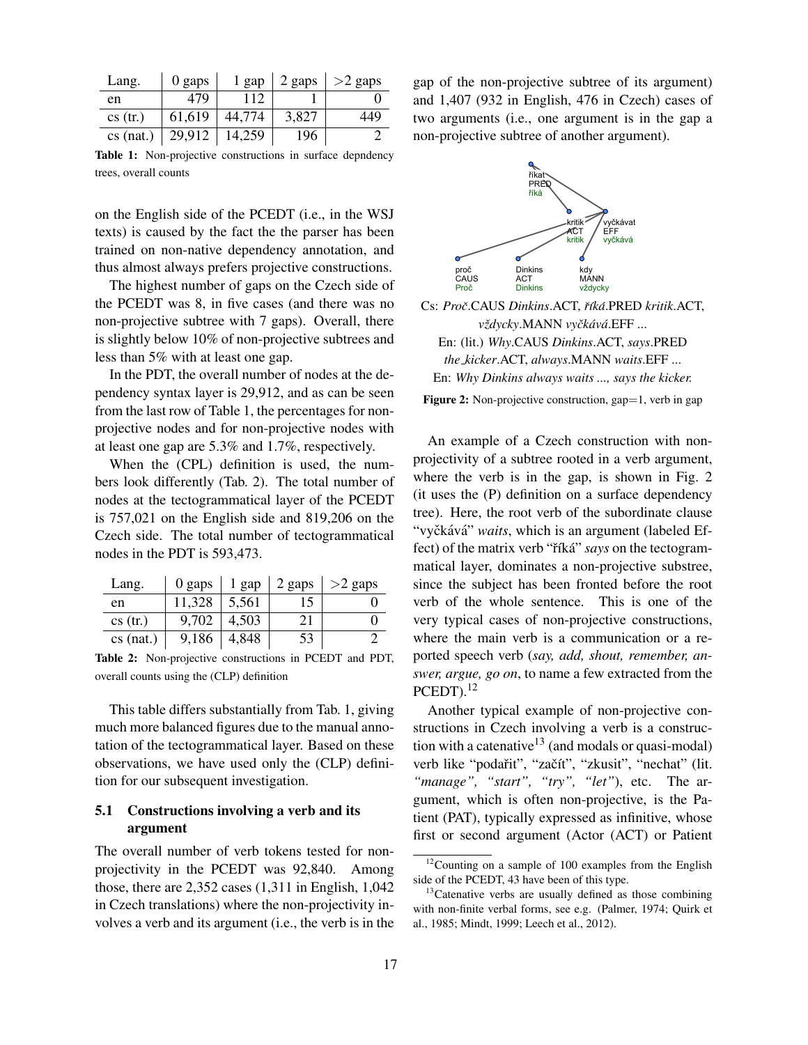| Lang. | 0 gaps | 1 gap | 2 gaps | >2 gaps |
|---|---|---|---|---|
| en | 479 | 112 | 1 | 0 |
| cs (tr.) | 61,619 | 44,774 | 3,827 | 449 |
| cs (nat.) | 29,912 | 14,259 | 196 | 2 |

**Table 1:** Non-projective constructions in surface depndency trees, overall counts

on the English side of the PCEDT (i.e., in the WSJ texts) is caused by the fact the the parser has been trained on non-native dependency annotation, and thus almost always prefers projective constructions.

The highest number of gaps on the Czech side of the PCEDT was 8, in five cases (and there was no non-projective subtree with 7 gaps). Overall, there is slightly below 10% of non-projective subtrees and less than 5% with at least one gap.

In the PDT, the overall number of nodes at the dependency syntax layer is 29,912, and as can be seen from the last row of Table 1, the percentages for non-projective nodes and for non-projective nodes with at least one gap are 5.3% and 1.7%, respectively.

When the (CPL) definition is used, the numbers look differently (Tab. 2). The total number of nodes at the tectogrammatical layer of the PCEDT is 757,021 on the English side and 819,206 on the Czech side. The total number of tectogrammatical nodes in the PDT is 593,473.

| Lang. | 0 gaps | 1 gap | 2 gaps | >2 gaps |
|---|---|---|---|---|
| en | 11,328 | 5,561 | 15 | 0 |
| cs (tr.) | 9,702 | 4,503 | 21 | 0 |
| cs (nat.) | 9,186 | 4,848 | 53 | 2 |

**Table 2:** Non-projective constructions in PCEDT and PDT, overall counts using the (CLP) definition

This table differs substantially from Tab. 1, giving much more balanced figures due to the manual annotation of the tectogrammatical layer. Based on these observations, we have used only the (CLP) definition for our subsequent investigation.

## 5.1 Constructions involving a verb and its argument

The overall number of verb tokens tested for non-projectivity in the PCEDT was 92,840. Among those, there are 2,352 cases (1,311 in English, 1,042 in Czech translations) where the non-projectivity involves a verb and its argument (i.e., the verb is in the gap of the non-projective subtree of its argument) and 1,407 (932 in English, 476 in Czech) cases of two arguments (i.e., one argument is in the gap a non-projective subtree of another argument).

Cs: *Proč*.CAUS *Dinkins*.ACT, *říká*.PRED *kritik*.ACT, *vždycky*.MANN *vyčkává*.EFF ...
En: (lit.) *Why*.CAUS *Dinkins*.ACT, *says*.PRED *the_kicker*.ACT, *always*.MANN *waits*.EFF ...
En: *Why Dinkins always waits ..., says the kicker.*

**Figure 2:** Non-projective construction, gap=1, verb in gap

An example of a Czech construction with non-projectivity of a subtree rooted in a verb argument, where the verb is in the gap, is shown in Fig. 2 (it uses the (P) definition on a surface dependency tree). Here, the root verb of the subordinate clause "vyčkává" *waits*, which is an argument (labeled Effect) of the matrix verb "říká" *says* on the tectogrammatical layer, dominates a non-projective substree, since the subject has been fronted before the root verb of the whole sentence. This is one of the very typical cases of non-projective constructions, where the main verb is a communication or a reported speech verb (*say, add, shout, remember, answer, argue, go on*, to name a few extracted from the PCEDT).[12]

Another typical example of non-projective constructions in Czech involving a verb is a construction with a catenative[13] (and modals or quasi-modal) verb like "podařit", "začít", "zkusit", "nechat" (lit. *"manage", "start", "try", "let"*), etc. The argument, which is often non-projective, is the Patient (PAT), typically expressed as infinitive, whose first or second argument (Actor (ACT) or Patient

[12] Counting on a sample of 100 examples from the English side of the PCEDT, 43 have been of this type.

[13] Catenative verbs are usually defined as those combining with non-finite verbal forms, see e.g. (Palmer, 1974; Quirk et al., 1985; Mindt, 1999; Leech et al., 2012).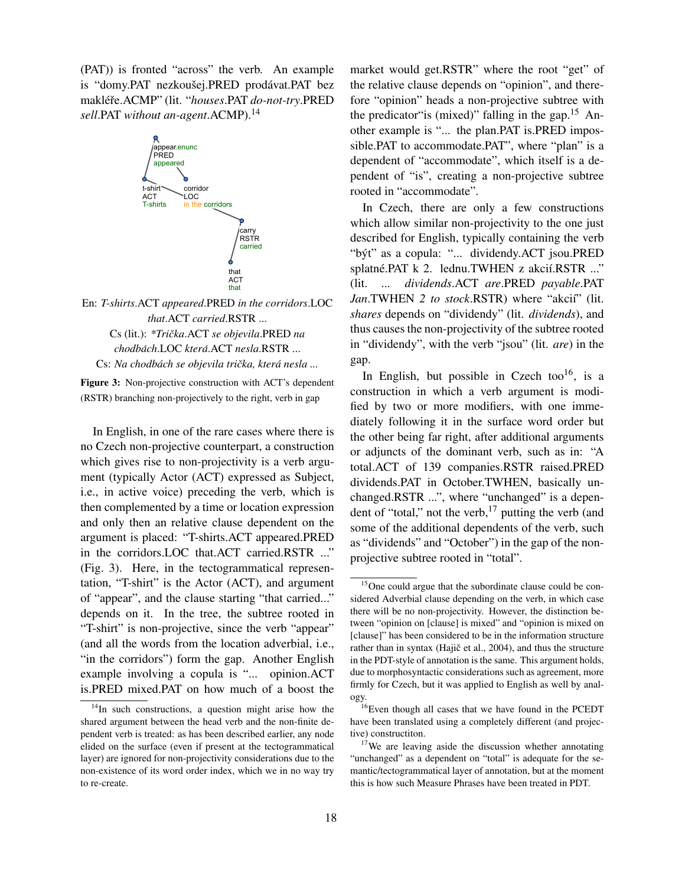(PAT)) is fronted "across" the verb. An example is "domy.PAT nezkoušej.PRED prodávat.PAT bez makléře.ACMP" (lit. "*houses*.PAT *do-not-try*.PRED *sell*.PAT *without an-agent*.ACMP).[14]

En: *T-shirts*.ACT *appeared*.PRED *in the corridors*.LOC *that*.ACT *carried*.RSTR ...
Cs (lit.): *\*Trička*.ACT *se objevila*.PRED *na chodbách*.LOC *která*.ACT *nesla*.RSTR ...
Cs: *Na chodbách se objevila trička, která nesla ...*

**Figure 3:** Non-projective construction with ACT's dependent (RSTR) branching non-projectively to the right, verb in gap

In English, in one of the rare cases where there is no Czech non-projective counterpart, a construction which gives rise to non-projectivity is a verb argument (typically Actor (ACT) expressed as Subject, i.e., in active voice) preceding the verb, which is then complemented by a time or location expression and only then an relative clause dependent on the argument is placed: "T-shirts.ACT appeared.PRED in the corridors.LOC that.ACT carried.RSTR ..." (Fig. 3). Here, in the tectogrammatical representation, "T-shirt" is the Actor (ACT), and argument of "appear", and the clause starting "that carried..." depends on it. In the tree, the subtree rooted in "T-shirt" is non-projective, since the verb "appear" (and all the words from the location adverbial, i.e., "in the corridors") form the gap. Another English example involving a copula is "... opinion.ACT is.PRED mixed.PAT on how much of a boost the market would get.RSTR" where the root "get" of the relative clause depends on "opinion", and therefore "opinion" heads a non-projective subtree with the predicator"is (mixed)" falling in the gap.[15] Another example is "... the plan.PAT is.PRED impossible.PAT to accommodate.PAT", where "plan" is a dependent of "accommodate", which itself is a dependent of "is", creating a non-projective subtree rooted in "accommodate".

In Czech, there are only a few constructions which allow similar non-projectivity to the one just described for English, typically containing the verb "být" as a copula: "... dividendy.ACT jsou.PRED splatné.PAT k 2. lednu.TWHEN z akcií.RSTR ..." (lit. ... *dividends*.ACT *are*.PRED *payable*.PAT *Jan*.TWHEN *2 to stock*.RSTR) where "akcií" (lit. *shares* depends on "dividendy" (lit. *dividends*), and thus causes the non-projectivity of the subtree rooted in "dividendy", with the verb "jsou" (lit. *are*) in the gap.

In English, but possible in Czech too[16], is a construction in which a verb argument is modified by two or more modifiers, with one immediately following it in the surface word order but the other being far right, after additional arguments or adjuncts of the dominant verb, such as in: "A total.ACT of 139 companies.RSTR raised.PRED dividends.PAT in October.TWHEN, basically unchanged.RSTR ...", where "unchanged" is a dependent of "total," not the verb,[17] putting the verb (and some of the additional dependents of the verb, such as "dividends" and "October") in the gap of the non-projective subtree rooted in "total".

---

[14]In such constructions, a question might arise how the shared argument between the head verb and the non-finite dependent verb is treated: as has been described earlier, any node elided on the surface (even if present at the tectogrammatical layer) are ignored for non-projectivity considerations due to the non-existence of its word order index, which we in no way try to re-create.

[15]One could argue that the subordinate clause could be considered Adverbial clause depending on the verb, in which case there will be no non-projectivity. However, the distinction between "opinion on [clause] is mixed" and "opinion is mixed on [clause]" has been considered to be in the information structure rather than in syntax (Hajič et al., 2004), and thus the structure in the PDT-style of annotation is the same. This argument holds, due to morphosyntactic considerations such as agreement, more firmly for Czech, but it was applied to English as well by analogy.

[16]Even though all cases that we have found in the PCEDT have been translated using a completely different (and projective) constructiton.

[17]We are leaving aside the discussion whether annotating "unchanged" as a dependent on "total" is adequate for the semantic/tectogrammatical layer of annotation, but at the moment this is how such Measure Phrases have been treated in PDT.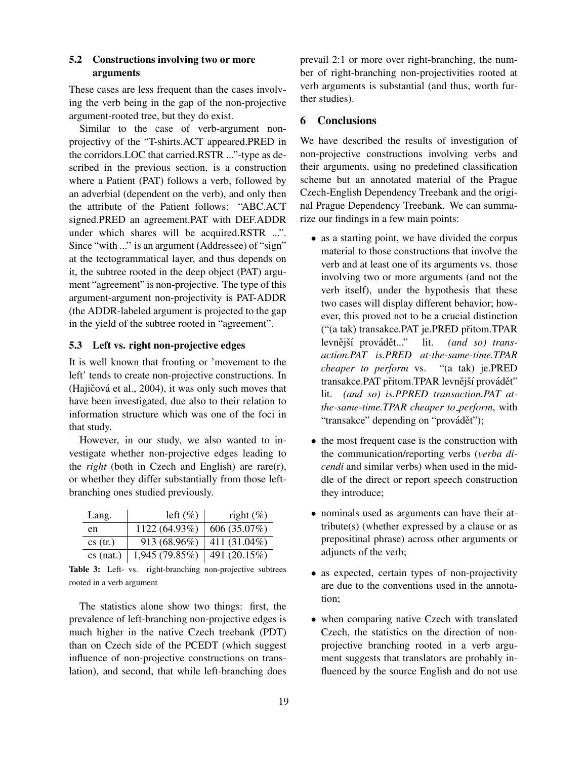### 5.2 Constructions involving two or more arguments

These cases are less frequent than the cases involving the verb being in the gap of the non-projective argument-rooted tree, but they do exist.

Similar to the case of verb-argument non-projectivy of the "T-shirts.ACT appeared.PRED in the corridors.LOC that carried.RSTR ..."-type as described in the previous section, is a construction where a Patient (PAT) follows a verb, followed by an adverbial (dependent on the verb), and only then the attribute of the Patient follows: "ABC.ACT signed.PRED an agreement.PAT with DEF.ADDR under which shares will be acquired.RSTR ...". Since "with ..." is an argument (Addressee) of "sign" at the tectogrammatical layer, and thus depends on it, the subtree rooted in the deep object (PAT) argument "agreement" is non-projective. The type of this argument-argument non-projectivity is PAT-ADDR (the ADDR-labeled argument is projected to the gap in the yield of the subtree rooted in "agreement".

### 5.3 Left vs. right non-projective edges

It is well known that fronting or 'movement to the left' tends to create non-projective constructions. In (Hajičová et al., 2004), it was only such moves that have been investigated, due also to their relation to information structure which was one of the foci in that study.

However, in our study, we also wanted to investigate whether non-projective edges leading to the *right* (both in Czech and English) are rare(r), or whether they differ substantially from those left-branching ones studied previously.

| Lang. | left (%) | right (%) |
|---|---|---|
| en | 1122 (64.93%) | 606 (35.07%) |
| cs (tr.) | 913 (68.96%) | 411 (31.04%) |
| cs (nat.) | 1,945 (79.85%) | 491 (20.15%) |

**Table 3:** Left- vs. right-branching non-projective subtrees rooted in a verb argument

The statistics alone show two things: first, the prevalence of left-branching non-projective edges is much higher in the native Czech treebank (PDT) than on Czech side of the PCEDT (which suggest influence of non-projective constructions on translation), and second, that while left-branching does prevail 2:1 or more over right-branching, the number of right-branching non-projectivities rooted at verb arguments is substantial (and thus, worth further studies).

## 6 Conclusions

We have described the results of investigation of non-projective constructions involving verbs and their arguments, using no predefined classification scheme but an annotated material of the Prague Czech-English Dependency Treebank and the original Prague Dependency Treebank. We can summarize our findings in a few main points:

- as a starting point, we have divided the corpus material to those constructions that involve the verb and at least one of its arguments vs. those involving two or more arguments (and not the verb itself), under the hypothesis that these two cases will display different behavior; however, this proved not to be a crucial distinction ("(a tak) transakce.PAT je.PRED přitom.TPAR levnější provádět..." lit. *(and so) transaction.PAT is.PRED at-the-same-time.TPAR cheaper to perform* vs. "(a tak) je.PRED transakce.PAT přitom.TPAR levnější provádět" lit. *(and so) is.PPRED transaction.PAT at-the-same-time.TPAR cheaper to_perform*, with "transakce" depending on "provádět");
- the most frequent case is the construction with the communication/reporting verbs (*verba dicendi* and similar verbs) when used in the middle of the direct or report speech construction they introduce;
- nominals used as arguments can have their attribute(s) (whether expressed by a clause or as prepositinal phrase) across other arguments or adjuncts of the verb;
- as expected, certain types of non-projectivity are due to the conventions used in the annotation;
- when comparing native Czech with translated Czech, the statistics on the direction of non-projective branching rooted in a verb argument suggests that translators are probably influenced by the source English and do not use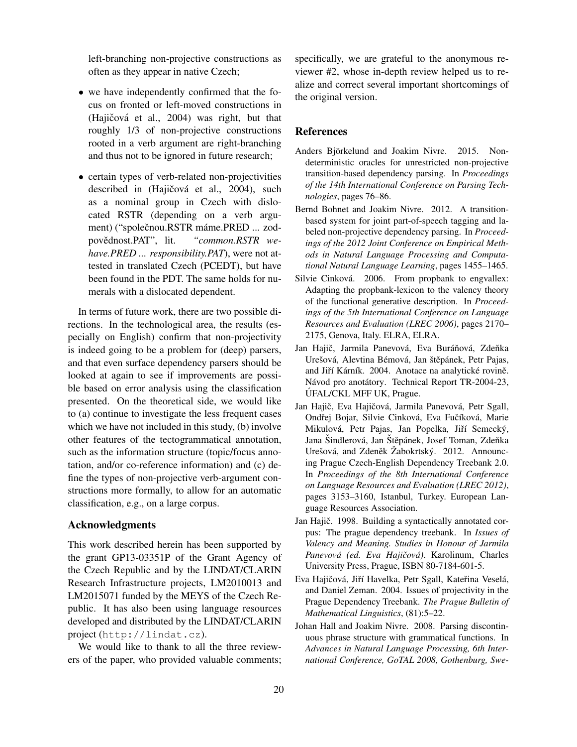left-branching non-projective constructions as often as they appear in native Czech;

- we have independently confirmed that the focus on fronted or left-moved constructions in (Hajičová et al., 2004) was right, but that roughly 1/3 of non-projective constructions rooted in a verb argument are right-branching and thus not to be ignored in future research;
- certain types of verb-related non-projectivities described in (Hajičová et al., 2004), such as a nominal group in Czech with dislocated RSTR (depending on a verb argument) ("společnou.RSTR máme.PRED ... zodpovědnost.PAT", lit. *"common.RSTR we-have.PRED ... responsibility.PAT*), were not attested in translated Czech (PCEDT), but have been found in the PDT. The same holds for numerals with a dislocated dependent.

In terms of future work, there are two possible directions. In the technological area, the results (especially on English) confirm that non-projectivity is indeed going to be a problem for (deep) parsers, and that even surface dependency parsers should be looked at again to see if improvements are possible based on error analysis using the classification presented. On the theoretical side, we would like to (a) continue to investigate the less frequent cases which we have not included in this study, (b) involve other features of the tectogrammatical annotation, such as the information structure (topic/focus annotation, and/or co-reference information) and (c) define the types of non-projective verb-argument constructions more formally, to allow for an automatic classification, e.g., on a large corpus.

## Acknowledgments

This work described herein has been supported by the grant GP13-03351P of the Grant Agency of the Czech Republic and by the LINDAT/CLARIN Research Infrastructure projects, LM2010013 and LM2015071 funded by the MEYS of the Czech Republic. It has also been using language resources developed and distributed by the LINDAT/CLARIN project (`http://lindat.cz`).

We would like to thank to all the three reviewers of the paper, who provided valuable comments; specifically, we are grateful to the anonymous reviewer #2, whose in-depth review helped us to realize and correct several important shortcomings of the original version.

## References

Anders Björkelund and Joakim Nivre. 2015. Non-deterministic oracles for unrestricted non-projective transition-based dependency parsing. In *Proceedings of the 14th International Conference on Parsing Technologies*, pages 76–86.

Bernd Bohnet and Joakim Nivre. 2012. A transition-based system for joint part-of-speech tagging and labeled non-projective dependency parsing. In *Proceedings of the 2012 Joint Conference on Empirical Methods in Natural Language Processing and Computational Natural Language Learning*, pages 1455–1465.

Silvie Cinková. 2006. From propbank to engvallex: Adapting the propbank-lexicon to the valency theory of the functional generative description. In *Proceedings of the 5th International Conference on Language Resources and Evaluation (LREC 2006)*, pages 2170–2175, Genova, Italy. ELRA, ELRA.

Jan Hajič, Jarmila Panevová, Eva Buráňová, Zdeňka Urešová, Alevtina Bémová, Jan štěpánek, Petr Pajas, and Jiří Kárník. 2004. Anotace na analytické rovině. Návod pro anotátory. Technical Report TR-2004-23, ÚFAL/CKL MFF UK, Prague.

Jan Hajič, Eva Hajičová, Jarmila Panevová, Petr Sgall, Ondřej Bojar, Silvie Cinková, Eva Fučíková, Marie Mikulová, Petr Pajas, Jan Popelka, Jiří Semecký, Jana Šindlerová, Jan Štěpánek, Josef Toman, Zdeňka Urešová, and Zdeněk Žabokrtský. 2012. Announcing Prague Czech-English Dependency Treebank 2.0. In *Proceedings of the 8th International Conference on Language Resources and Evaluation (LREC 2012)*, pages 3153–3160, Istanbul, Turkey. European Language Resources Association.

Jan Hajič. 1998. Building a syntactically annotated corpus: The prague dependency treebank. In *Issues of Valency and Meaning. Studies in Honour of Jarmila Panevová (ed. Eva Hajičová)*. Karolinum, Charles University Press, Prague, ISBN 80-7184-601-5.

Eva Hajičová, Jiří Havelka, Petr Sgall, Kateřina Veselá, and Daniel Zeman. 2004. Issues of projectivity in the Prague Dependency Treebank. *The Prague Bulletin of Mathematical Linguistics*, (81):5–22.

Johan Hall and Joakim Nivre. 2008. Parsing discontinuous phrase structure with grammatical functions. In *Advances in Natural Language Processing, 6th International Conference, GoTAL 2008, Gothenburg, Swe-*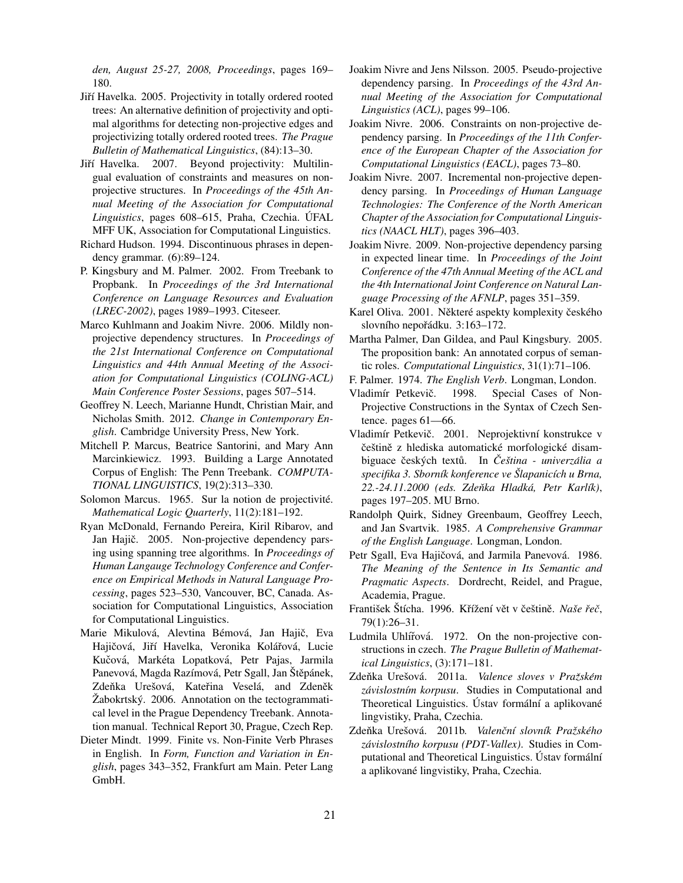*den, August 25-27, 2008, Proceedings*, pages 169–180.

Jiří Havelka. 2005. Projectivity in totally ordered rooted trees: An alternative definition of projectivity and optimal algorithms for detecting non-projective edges and projectivizing totally ordered rooted trees. *The Prague Bulletin of Mathematical Linguistics*, (84):13–30.

Jiří Havelka. 2007. Beyond projectivity: Multilingual evaluation of constraints and measures on non-projective structures. In *Proceedings of the 45th Annual Meeting of the Association for Computational Linguistics*, pages 608–615, Praha, Czechia. ÚFAL MFF UK, Association for Computational Linguistics.

Richard Hudson. 1994. Discontinuous phrases in dependency grammar. (6):89–124.

P. Kingsbury and M. Palmer. 2002. From Treebank to Propbank. In *Proceedings of the 3rd International Conference on Language Resources and Evaluation (LREC-2002)*, pages 1989–1993. Citeseer.

Marco Kuhlmann and Joakim Nivre. 2006. Mildly non-projective dependency structures. In *Proceedings of the 21st International Conference on Computational Linguistics and 44th Annual Meeting of the Association for Computational Linguistics (COLING-ACL) Main Conference Poster Sessions*, pages 507–514.

Geoffrey N. Leech, Marianne Hundt, Christian Mair, and Nicholas Smith. 2012. *Change in Contemporary English*. Cambridge University Press, New York.

Mitchell P. Marcus, Beatrice Santorini, and Mary Ann Marcinkiewicz. 1993. Building a Large Annotated Corpus of English: The Penn Treebank. *COMPUTATIONAL LINGUISTICS*, 19(2):313–330.

Solomon Marcus. 1965. Sur la notion de projectivité. *Mathematical Logic Quarterly*, 11(2):181–192.

Ryan McDonald, Fernando Pereira, Kiril Ribarov, and Jan Hajič. 2005. Non-projective dependency parsing using spanning tree algorithms. In *Proceedings of Human Langauge Technology Conference and Conference on Empirical Methods in Natural Language Processing*, pages 523–530, Vancouver, BC, Canada. Association for Computational Linguistics, Association for Computational Linguistics.

Marie Mikulová, Alevtina Bémová, Jan Hajič, Eva Hajičová, Jiří Havelka, Veronika Kolářová, Lucie Kučová, Markéta Lopatková, Petr Pajas, Jarmila Panevová, Magda Razímová, Petr Sgall, Jan Štěpánek, Zdeňka Urešová, Kateřina Veselá, and Zdeněk Žabokrtský. 2006. Annotation on the tectogrammatical level in the Prague Dependency Treebank. Annotation manual. Technical Report 30, Prague, Czech Rep.

Dieter Mindt. 1999. Finite vs. Non-Finite Verb Phrases in English. In *Form, Function and Variation in English*, pages 343–352, Frankfurt am Main. Peter Lang GmbH.

Joakim Nivre and Jens Nilsson. 2005. Pseudo-projective dependency parsing. In *Proceedings of the 43rd Annual Meeting of the Association for Computational Linguistics (ACL)*, pages 99–106.

Joakim Nivre. 2006. Constraints on non-projective dependency parsing. In *Proceedings of the 11th Conference of the European Chapter of the Association for Computational Linguistics (EACL)*, pages 73–80.

Joakim Nivre. 2007. Incremental non-projective dependency parsing. In *Proceedings of Human Language Technologies: The Conference of the North American Chapter of the Association for Computational Linguistics (NAACL HLT)*, pages 396–403.

Joakim Nivre. 2009. Non-projective dependency parsing in expected linear time. In *Proceedings of the Joint Conference of the 47th Annual Meeting of the ACL and the 4th International Joint Conference on Natural Language Processing of the AFNLP*, pages 351–359.

Karel Oliva. 2001. Některé aspekty komplexity českého slovního nepořádku. 3:163–172.

Martha Palmer, Dan Gildea, and Paul Kingsbury. 2005. The proposition bank: An annotated corpus of semantic roles. *Computational Linguistics*, 31(1):71–106.

F. Palmer. 1974. *The English Verb*. Longman, London.

Vladimír Petkevič. 1998. Special Cases of Non-Projective Constructions in the Syntax of Czech Sentence. pages 61—66.

Vladimír Petkevič. 2001. Neprojektivní konstrukce v češtině z hlediska automatické morfologické disambiguace českých textů. In *Čeština - univerzália a specifika 3. Sborník konference ve Šlapanicích u Brna, 22.-24.11.2000 (eds. Zdeňka Hladká, Petr Karlík)*, pages 197–205. MU Brno.

Randolph Quirk, Sidney Greenbaum, Geoffrey Leech, and Jan Svartvik. 1985. *A Comprehensive Grammar of the English Language*. Longman, London.

Petr Sgall, Eva Hajičová, and Jarmila Panevová. 1986. *The Meaning of the Sentence in Its Semantic and Pragmatic Aspects*. Dordrecht, Reidel, and Prague, Academia, Prague.

František Štícha. 1996. Křížení vět v češtině. *Naše řeč*, 79(1):26–31.

Ludmila Uhlířová. 1972. On the non-projective constructions in czech. *The Prague Bulletin of Mathematical Linguistics*, (3):171–181.

Zdeňka Urešová. 2011a. *Valence sloves v Pražském závislostním korpusu*. Studies in Computational and Theoretical Linguistics. Ústav formální a aplikované lingvistiky, Praha, Czechia.

Zdeňka Urešová. 2011b. *Valenční slovník Pražského závislostního korpusu (PDT-Vallex)*. Studies in Computational and Theoretical Linguistics. Ústav formální a aplikované lingvistiky, Praha, Czechia.